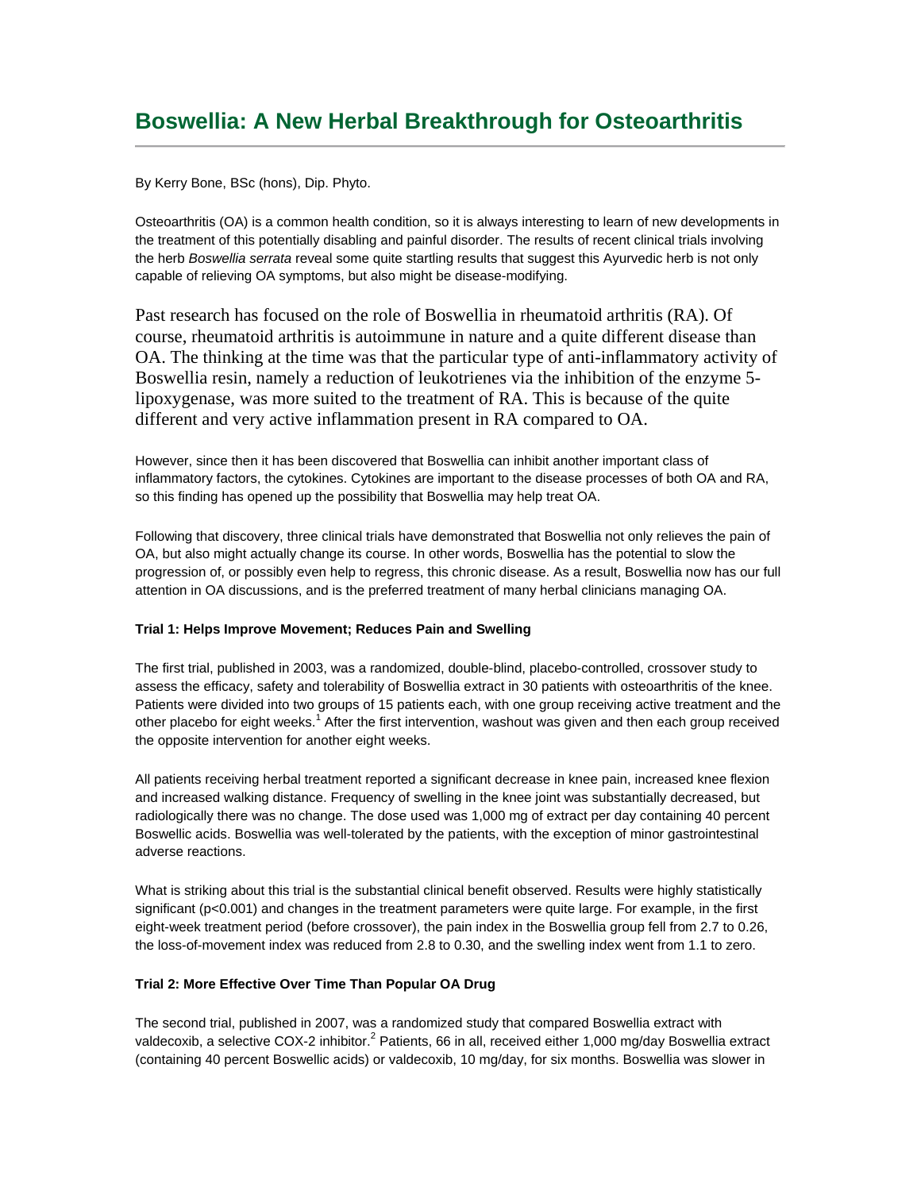# Boswellia: A New Herbal Breakthrough for Osteoarthritis

By Kerry Bone, BSc (hons), Dip. Phyto.

Osteoarthritis (OA) is a common health condition, so it is always interesting to learn of new developments in the treatment of this potentially disabling and painful disorder. The results of recent clinical trials involving the herb *Boswellia serrata* reveal some quite startling results that suggest this Ayurvedic herb is not only capable of relieving OA symptoms, but also might be disease-modifying.

Past research has focused on the role of Boswellia in rheumatoid arthritis (RA). Of course, rheumatoid arthritis is autoimmune in nature and a quite different disease than OA. The thinking at the time was that the particular type of anti-inflammatory activity of Boswellia resin, namely a reduction of leukotrienes via the inhibition of the enzyme 5-lipoxygenase, was more suited to the treatment of RA. This is because of the quite different and very active inflammation present in RA compared to OA.

However, since then it has been discovered that Boswellia can inhibit another important class of inflammatory factors, the cytokines. Cytokines are important to the disease processes of both OA and RA, so this finding has opened up the possibility that Boswellia may help treat OA.

Following that discovery, three clinical trials have demonstrated that Boswellia not only relieves the pain of OA, but also might actually change its course. In other words, Boswellia has the potential to slow the progression of, or possibly even help to regress, this chronic disease. As a result, Boswellia now has our full attention in OA discussions, and is the preferred treatment of many herbal clinicians managing OA.

**Trial 1: Helps Improve Movement; Reduces Pain and Swelling**

The first trial, published in 2003, was a randomized, double-blind, placebo-controlled, crossover study to assess the efficacy, safety and tolerability of Boswellia extract in 30 patients with osteoarthritis of the knee. Patients were divided into two groups of 15 patients each, with one group receiving active treatment and the other placebo for eight weeks.[1] After the first intervention, washout was given and then each group received the opposite intervention for another eight weeks.

All patients receiving herbal treatment reported a significant decrease in knee pain, increased knee flexion and increased walking distance. Frequency of swelling in the knee joint was substantially decreased, but radiologically there was no change. The dose used was 1,000 mg of extract per day containing 40 percent Boswellic acids. Boswellia was well-tolerated by the patients, with the exception of minor gastrointestinal adverse reactions.

What is striking about this trial is the substantial clinical benefit observed. Results were highly statistically significant ($p<0.001$) and changes in the treatment parameters were quite large. For example, in the first eight-week treatment period (before crossover), the pain index in the Boswellia group fell from 2.7 to 0.26, the loss-of-movement index was reduced from 2.8 to 0.30, and the swelling index went from 1.1 to zero.

**Trial 2: More Effective Over Time Than Popular OA Drug**

The second trial, published in 2007, was a randomized study that compared Boswellia extract with valdecoxib, a selective COX-2 inhibitor.[2] Patients, 66 in all, received either 1,000 mg/day Boswellia extract (containing 40 percent Boswellic acids) or valdecoxib, 10 mg/day, for six months. Boswellia was slower in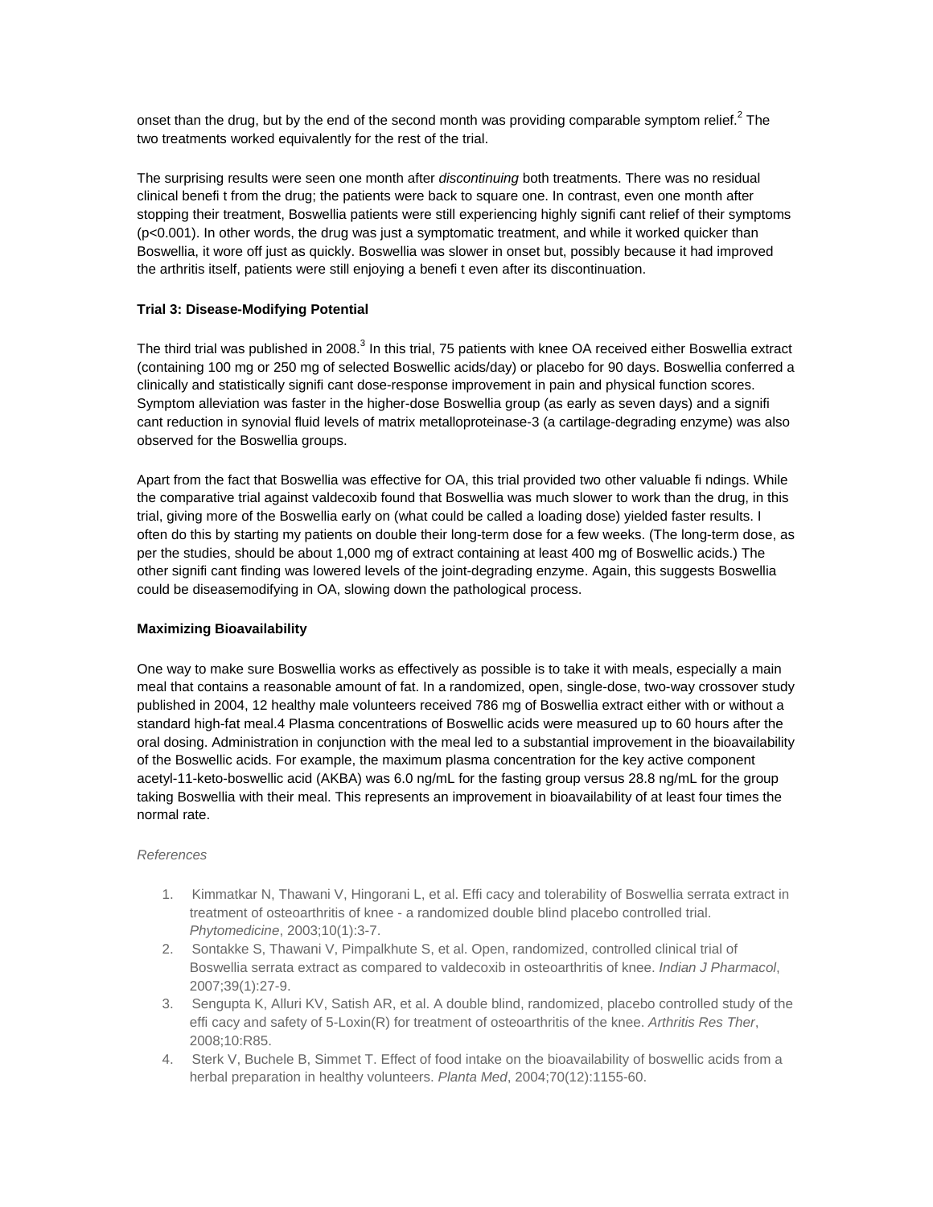onset than the drug, but by the end of the second month was providing comparable symptom relief.[2] The two treatments worked equivalently for the rest of the trial.

The surprising results were seen one month after *discontinuing* both treatments. There was no residual clinical benefi t from the drug; the patients were back to square one. In contrast, even one month after stopping their treatment, Boswellia patients were still experiencing highly signifi cant relief of their symptoms ($p<0.001$). In other words, the drug was just a symptomatic treatment, and while it worked quicker than Boswellia, it wore off just as quickly. Boswellia was slower in onset but, possibly because it had improved the arthritis itself, patients were still enjoying a benefi t even after its discontinuation.

**Trial 3: Disease-Modifying Potential**

The third trial was published in 2008.[3] In this trial, 75 patients with knee OA received either Boswellia extract (containing 100 mg or 250 mg of selected Boswellic acids/day) or placebo for 90 days. Boswellia conferred a clinically and statistically signifi cant dose-response improvement in pain and physical function scores. Symptom alleviation was faster in the higher-dose Boswellia group (as early as seven days) and a signifi cant reduction in synovial fluid levels of matrix metalloproteinase-3 (a cartilage-degrading enzyme) was also observed for the Boswellia groups.

Apart from the fact that Boswellia was effective for OA, this trial provided two other valuable fi ndings. While the comparative trial against valdecoxib found that Boswellia was much slower to work than the drug, in this trial, giving more of the Boswellia early on (what could be called a loading dose) yielded faster results. I often do this by starting my patients on double their long-term dose for a few weeks. (The long-term dose, as per the studies, should be about 1,000 mg of extract containing at least 400 mg of Boswellic acids.) The other signifi cant finding was lowered levels of the joint-degrading enzyme. Again, this suggests Boswellia could be diseasemodifying in OA, slowing down the pathological process.

**Maximizing Bioavailability**

One way to make sure Boswellia works as effectively as possible is to take it with meals, especially a main meal that contains a reasonable amount of fat. In a randomized, open, single-dose, two-way crossover study published in 2004, 12 healthy male volunteers received 786 mg of Boswellia extract either with or without a standard high-fat meal.4 Plasma concentrations of Boswellic acids were measured up to 60 hours after the oral dosing. Administration in conjunction with the meal led to a substantial improvement in the bioavailability of the Boswellic acids. For example, the maximum plasma concentration for the key active component acetyl-11-keto-boswellic acid (AKBA) was 6.0 ng/mL for the fasting group versus 28.8 ng/mL for the group taking Boswellia with their meal. This represents an improvement in bioavailability of at least four times the normal rate.

*References*

1. Kimmatkar N, Thawani V, Hingorani L, et al. Effi cacy and tolerability of Boswellia serrata extract in treatment of osteoarthritis of knee - a randomized double blind placebo controlled trial. *Phytomedicine*, 2003;10(1):3-7.
2. Sontakke S, Thawani V, Pimpalkhute S, et al. Open, randomized, controlled clinical trial of Boswellia serrata extract as compared to valdecoxib in osteoarthritis of knee. *Indian J Pharmacol*, 2007;39(1):27-9.
3. Sengupta K, Alluri KV, Satish AR, et al. A double blind, randomized, placebo controlled study of the effi cacy and safety of 5-Loxin(R) for treatment of osteoarthritis of the knee. *Arthritis Res Ther*, 2008;10:R85.
4. Sterk V, Buchele B, Simmet T. Effect of food intake on the bioavailability of boswellic acids from a herbal preparation in healthy volunteers. *Planta Med*, 2004;70(12):1155-60.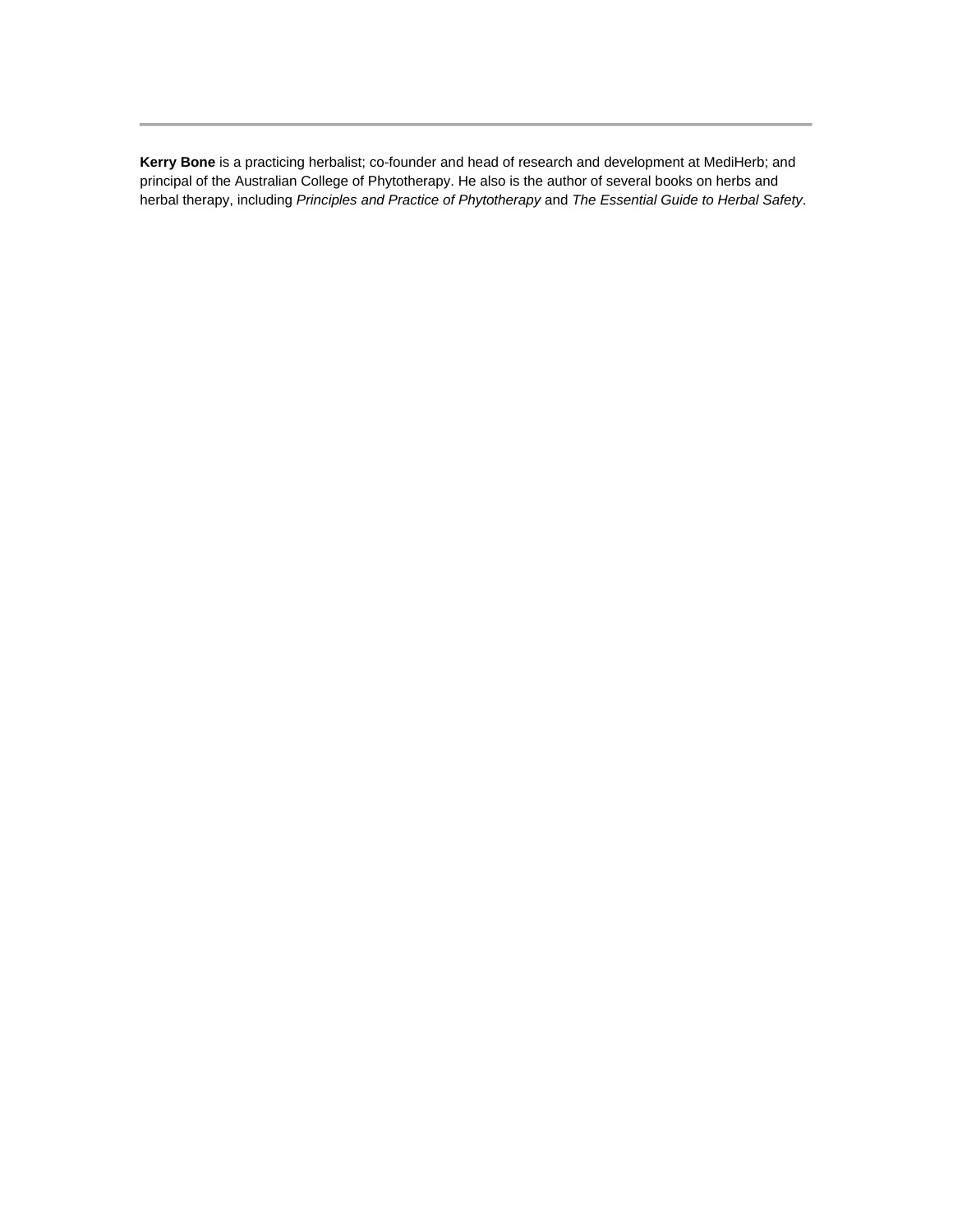**Kerry Bone** is a practicing herbalist; co-founder and head of research and development at MediHerb; and principal of the Australian College of Phytotherapy. He also is the author of several books on herbs and herbal therapy, including *Principles and Practice of Phytotherapy* and *The Essential Guide to Herbal Safety*.